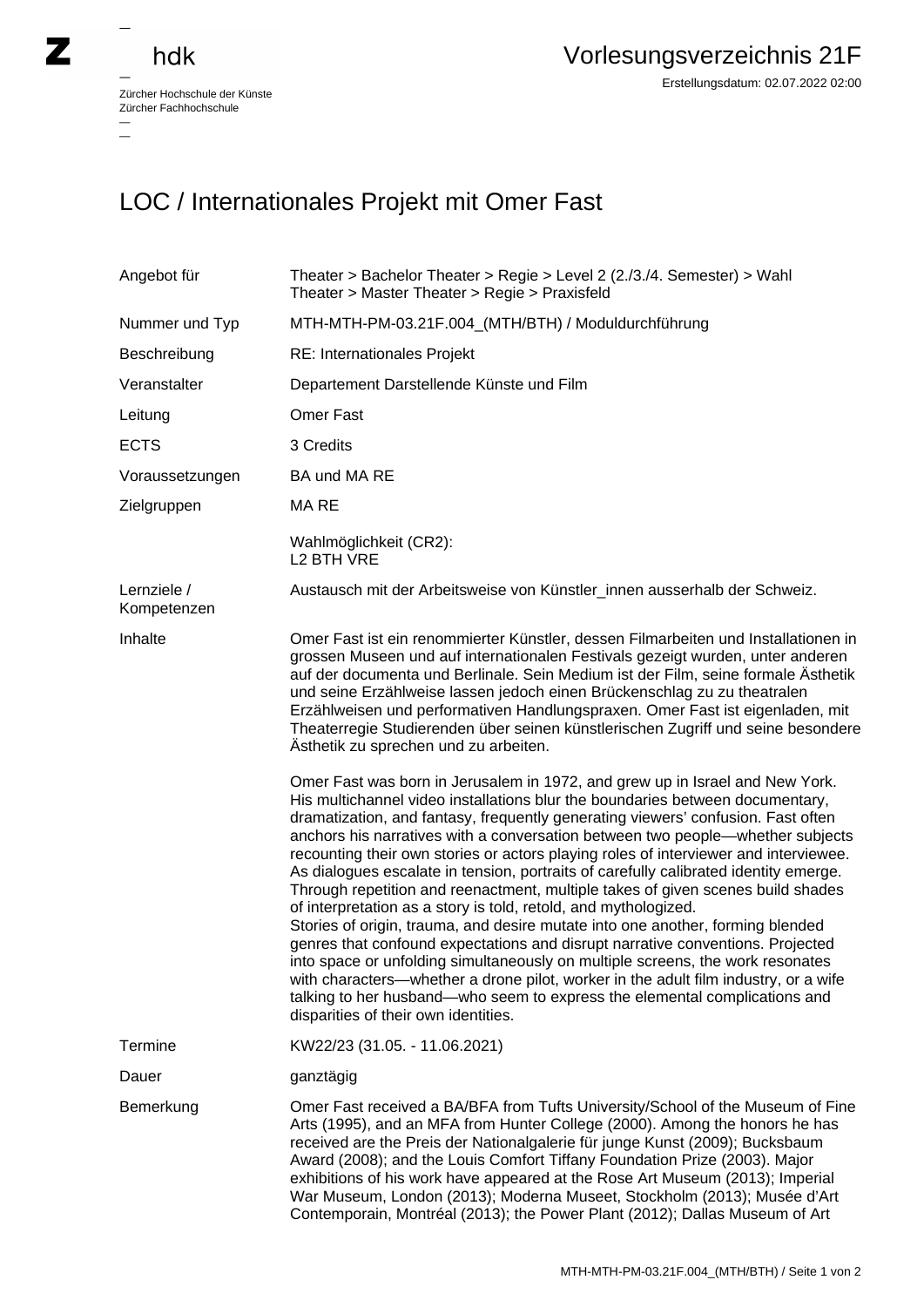# LOC / Internationales Projekt mit Omer Fast

| | |
|---|---|
| Angebot für | Theater > Bachelor Theater > Regie > Level 2 (2./3./4. Semester) > Wahl<br>Theater > Master Theater > Regie > Praxisfeld |
| Nummer und Typ | MTH-MTH-PM-03.21F.004_(MTH/BTH) / Moduldurchführung |
| Beschreibung | RE: Internationales Projekt |
| Veranstalter | Departement Darstellende Künste und Film |
| Leitung | Omer Fast |
| ECTS | 3 Credits |
| Voraussetzungen | BA und MA RE |
| Zielgruppen | MA RE<br><br>Wahlmöglichkeit (CR2):<br>L2 BTH VRE |
| Lernziele / Kompetenzen | Austausch mit der Arbeitsweise von Künstler_innen ausserhalb der Schweiz. |
| Inhalte | Omer Fast ist ein renommierter Künstler, dessen Filmarbeiten und Installationen in grossen Museen und auf internationalen Festivals gezeigt wurden, unter anderen auf der documenta und Berlinale. Sein Medium ist der Film, seine formale Ästhetik und seine Erzählweise lassen jedoch einen Brückenschlag zu zu theatralen Erzählweisen und performativen Handlungspraxen. Omer Fast ist eigenladen, mit Theaterregie Studierenden über seinen künstlerischen Zugriff und seine besondere Ästhetik zu sprechen und zu arbeiten.<br><br>Omer Fast was born in Jerusalem in 1972, and grew up in Israel and New York. His multichannel video installations blur the boundaries between documentary, dramatization, and fantasy, frequently generating viewers' confusion. Fast often anchors his narratives with a conversation between two people—whether subjects recounting their own stories or actors playing roles of interviewer and interviewee. As dialogues escalate in tension, portraits of carefully calibrated identity emerge. Through repetition and reenactment, multiple takes of given scenes build shades of interpretation as a story is told, retold, and mythologized.<br>Stories of origin, trauma, and desire mutate into one another, forming blended genres that confound expectations and disrupt narrative conventions. Projected into space or unfolding simultaneously on multiple screens, the work resonates with characters—whether a drone pilot, worker in the adult film industry, or a wife talking to her husband—who seem to express the elemental complications and disparities of their own identities. |
| Termine | KW22/23 (31.05. - 11.06.2021) |
| Dauer | ganztägig |
| Bemerkung | Omer Fast received a BA/BFA from Tufts University/School of the Museum of Fine Arts (1995), and an MFA from Hunter College (2000). Among the honors he has received are the Preis der Nationalgalerie für junge Kunst (2009); Bucksbaum Award (2008); and the Louis Comfort Tiffany Foundation Prize (2003). Major exhibitions of his work have appeared at the Rose Art Museum (2013); Imperial War Museum, London (2013); Moderna Museet, Stockholm (2013); Musée d'Art Contemporain, Montréal (2013); the Power Plant (2012); Dallas Museum of Art |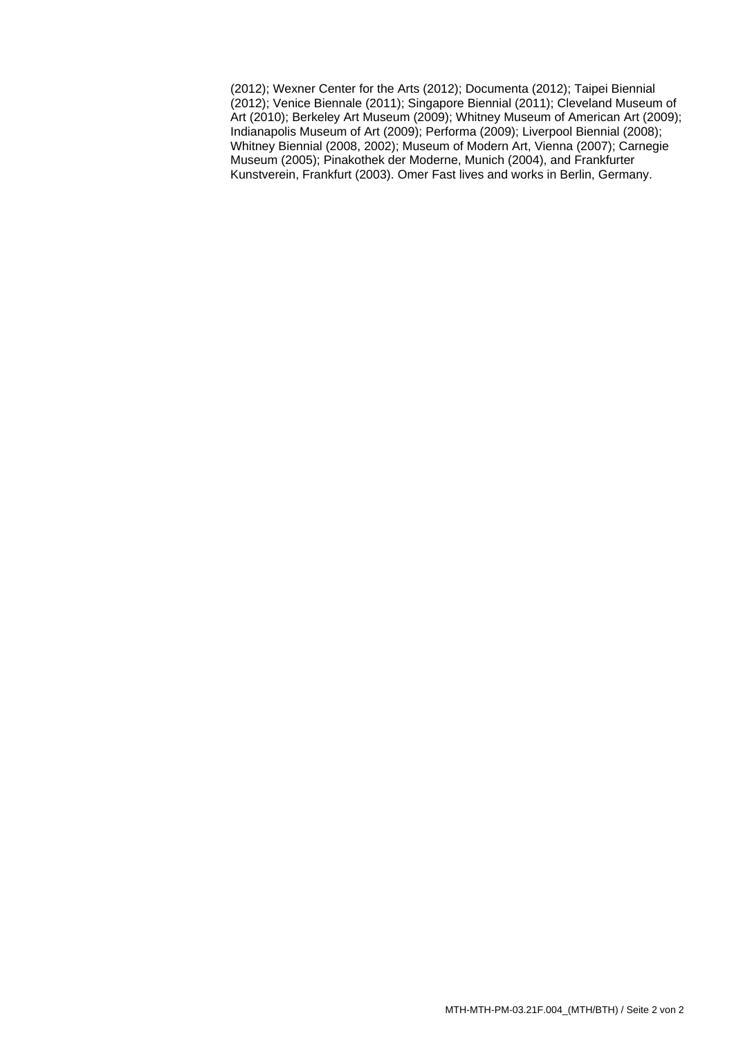(2012); Wexner Center for the Arts (2012); Documenta (2012); Taipei Biennial (2012); Venice Biennale (2011); Singapore Biennial (2011); Cleveland Museum of Art (2010); Berkeley Art Museum (2009); Whitney Museum of American Art (2009); Indianapolis Museum of Art (2009); Performa (2009); Liverpool Biennial (2008); Whitney Biennial (2008, 2002); Museum of Modern Art, Vienna (2007); Carnegie Museum (2005); Pinakothek der Moderne, Munich (2004), and Frankfurter Kunstverein, Frankfurt (2003). Omer Fast lives and works in Berlin, Germany.